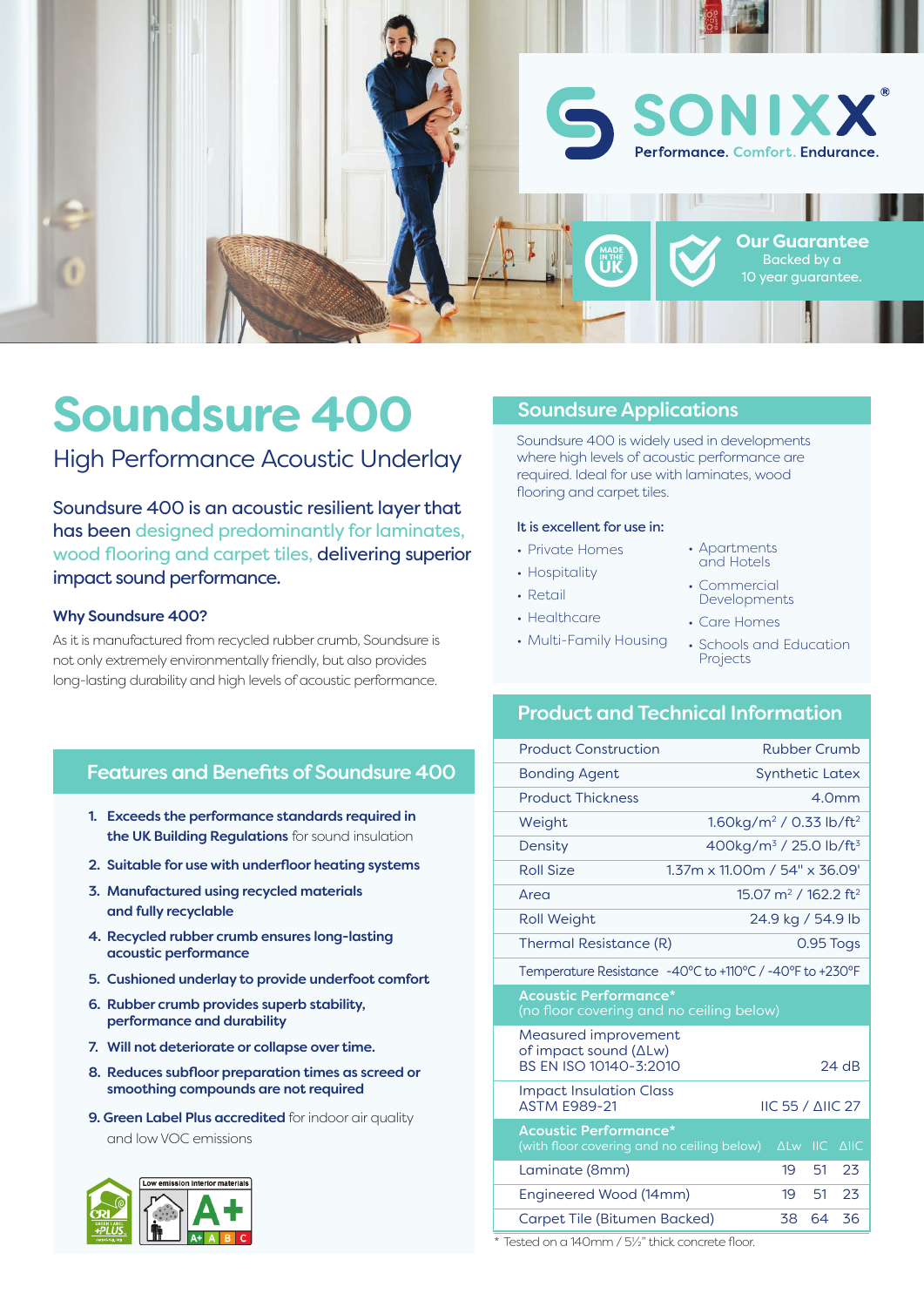SONIXX®

Performance. Comfort. Endurance.

MADE IN THE UK

**Our Guarantee**
Backed by a 10 year guarantee.

# Soundsure 400

## High Performance Acoustic Underlay

Soundsure 400 is an acoustic resilient layer that has been designed predominantly for laminates, wood flooring and carpet tiles, delivering superior impact sound performance.

### Why Soundsure 400?

As it is manufactured from recycled rubber crumb, Soundsure is not only extremely environmentally friendly, but also provides long-lasting durability and high levels of acoustic performance.

## Features and Benefits of Soundsure 400

1. **Exceeds the performance standards required in the UK Building Regulations** for sound insulation
2. **Suitable for use with underfloor heating systems**
3. **Manufactured using recycled materials and fully recyclable**
4. **Recycled rubber crumb ensures long-lasting acoustic performance**
5. **Cushioned underlay to provide underfoot comfort**
6. **Rubber crumb provides superb stability, performance and durability**
7. **Will not deteriorate or collapse over time.**
8. **Reduces subfloor preparation times as screed or smoothing compounds are not required**
9. **Green Label Plus accredited** for indoor air quality and low VOC emissions

CRI GREEN LABEL PLUS — Low emission interior materials A+

## Soundsure Applications

Soundsure 400 is widely used in developments where high levels of acoustic performance are required. Ideal for use with laminates, wood flooring and carpet tiles.

It is excellent for use in:

- Private Homes
- Hospitality
- Retail
- Healthcare
- Multi-Family Housing
- Apartments and Hotels
- Commercial Developments
- Care Homes
- Schools and Education Projects

## Product and Technical Information

| Property | Value |
|---|---|
| Product Construction | Rubber Crumb |
| Bonding Agent | Synthetic Latex |
| Product Thickness | 4.0mm |
| Weight | 1.60kg/m² / 0.33 lb/ft² |
| Density | 400kg/m³ / 25.0 lb/ft³ |
| Roll Size | 1.37m x 11.00m / 54" x 36.09' |
| Area | 15.07 m² / 162.2 ft² |
| Roll Weight | 24.9 kg / 54.9 lb |
| Thermal Resistance (R) | 0.95 Togs |
| Temperature Resistance | -40°C to +110°C / -40°F to +230°F |

| Acoustic Performance* (no floor covering and no ceiling below) | |
|---|---|
| Measured improvement of impact sound (ΔLw) BS EN ISO 10140-3:2010 | 24 dB |
| Impact Insulation Class ASTM E989-21 | IIC 55 / ΔIIC 27 |

| Acoustic Performance* (with floor covering and no ceiling below) | ΔLw | IIC | ΔIIC |
|---|---|---|---|
| Laminate (8mm) | 19 | 51 | 23 |
| Engineered Wood (14mm) | 19 | 51 | 23 |
| Carpet Tile (Bitumen Backed) | 38 | 64 | 36 |

\* Tested on a 140mm / 5½" thick concrete floor.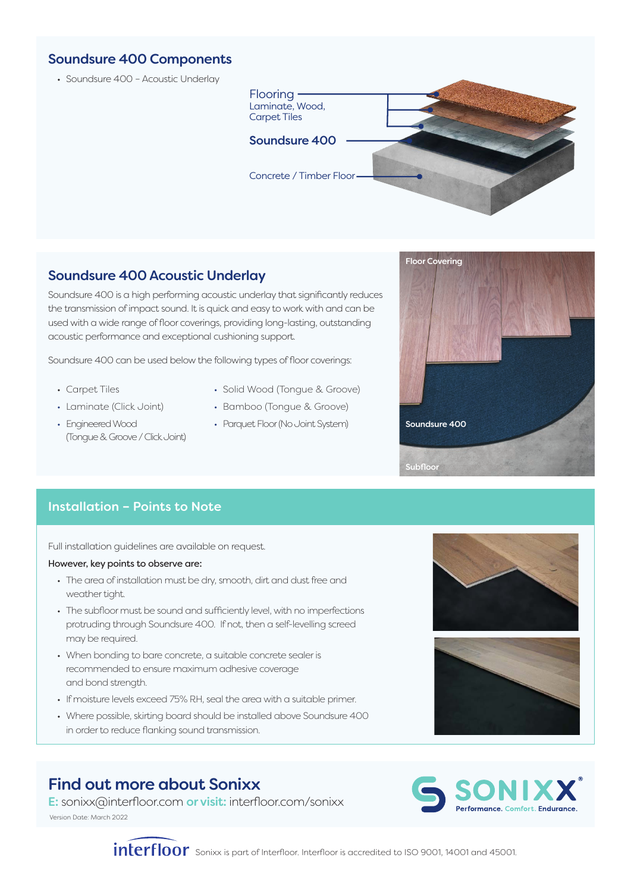## Soundsure 400 Components

- Soundsure 400 – Acoustic Underlay

Flooring
Laminate, Wood, Carpet Tiles

Soundsure 400

Concrete / Timber Floor

## Soundsure 400 Acoustic Underlay

Soundsure 400 is a high performing acoustic underlay that significantly reduces the transmission of impact sound. It is quick and easy to work with and can be used with a wide range of floor coverings, providing long-lasting, outstanding acoustic performance and exceptional cushioning support.

Soundsure 400 can be used below the following types of floor coverings:

- Carpet Tiles
- Laminate (Click Joint)
- Engineered Wood (Tongue & Groove / Click Joint)
- Solid Wood (Tongue & Groove)
- Bamboo (Tongue & Groove)
- Parquet Floor (No Joint System)

Floor Covering

Soundsure 400

Subfloor

## Installation – Points to Note

Full installation guidelines are available on request.

**However, key points to observe are:**

- The area of installation must be dry, smooth, dirt and dust free and weather tight.
- The subfloor must be sound and sufficiently level, with no imperfections protruding through Soundsure 400. If not, then a self-levelling screed may be required.
- When bonding to bare concrete, a suitable concrete sealer is recommended to ensure maximum adhesive coverage and bond strength.
- If moisture levels exceed 75% RH, seal the area with a suitable primer.
- Where possible, skirting board should be installed above Soundsure 400 in order to reduce flanking sound transmission.

## Find out more about Sonixx

**E:** sonixx@interfloor.com **or visit:** interfloor.com/sonixx

Version Date: March 2022

SONIXX® Performance. Comfort. Endurance.

interfloor Sonixx is part of Interfloor. Interfloor is accredited to ISO 9001, 14001 and 45001.